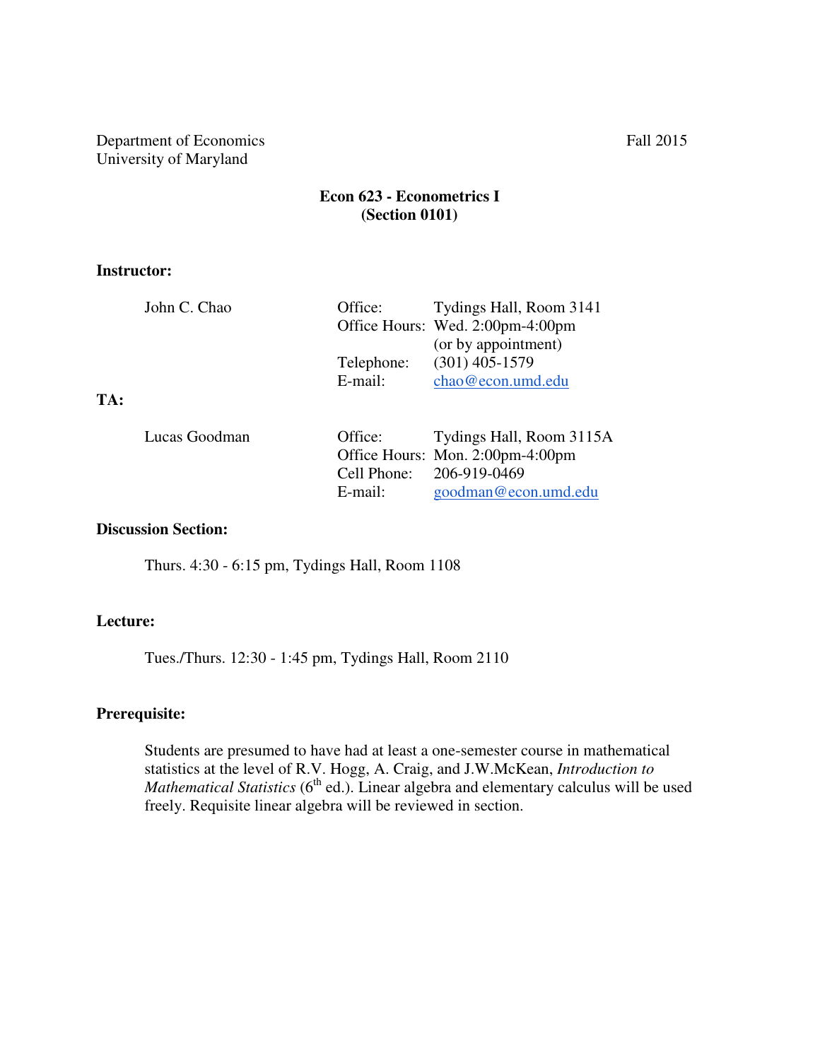Department of Economics
University of Maryland

Fall 2015

## Econ 623 - Econometrics I
### (Section 0101)

**Instructor:**

John C. Chao

| | |
|---|---|
| Office: | Tydings Hall, Room 3141 |
| Office Hours: | Wed. 2:00pm-4:00pm (or by appointment) |
| Telephone: | (301) 405-1579 |
| E-mail: | chao@econ.umd.edu |

**TA:**

Lucas Goodman

| | |
|---|---|
| Office: | Tydings Hall, Room 3115A |
| Office Hours: | Mon. 2:00pm-4:00pm |
| Cell Phone: | 206-919-0469 |
| E-mail: | goodman@econ.umd.edu |

**Discussion Section:**

Thurs. 4:30 - 6:15 pm, Tydings Hall, Room 1108

**Lecture:**

Tues./Thurs. 12:30 - 1:45 pm, Tydings Hall, Room 2110

**Prerequisite:**

Students are presumed to have had at least a one-semester course in mathematical statistics at the level of R.V. Hogg, A. Craig, and J.W.McKean, *Introduction to Mathematical Statistics* (6th ed.). Linear algebra and elementary calculus will be used freely. Requisite linear algebra will be reviewed in section.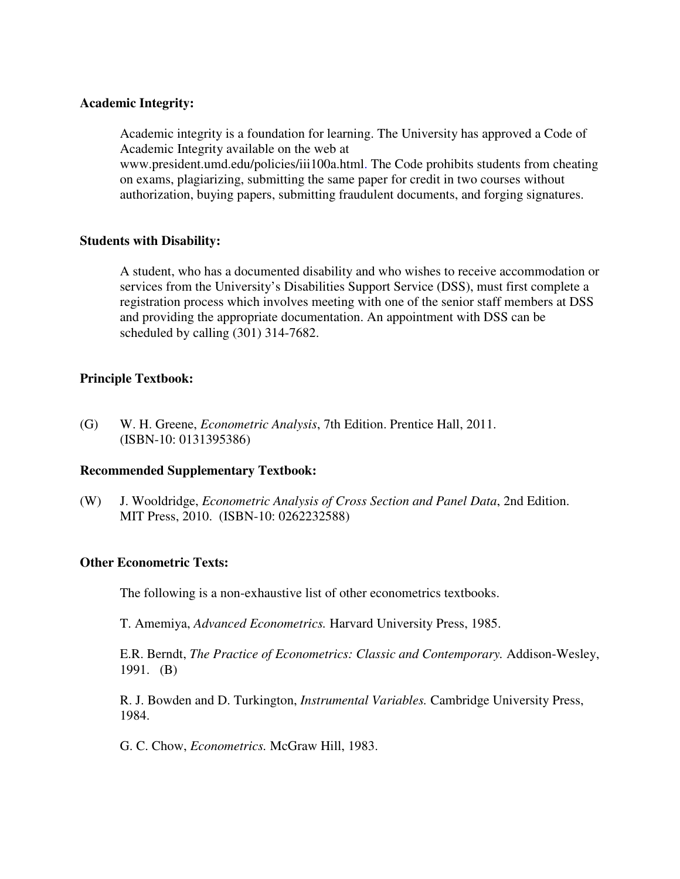**Academic Integrity:**

Academic integrity is a foundation for learning. The University has approved a Code of Academic Integrity available on the web at www.president.umd.edu/policies/iii100a.html. The Code prohibits students from cheating on exams, plagiarizing, submitting the same paper for credit in two courses without authorization, buying papers, submitting fraudulent documents, and forging signatures.

**Students with Disability:**

A student, who has a documented disability and who wishes to receive accommodation or services from the University's Disabilities Support Service (DSS), must first complete a registration process which involves meeting with one of the senior staff members at DSS and providing the appropriate documentation. An appointment with DSS can be scheduled by calling (301) 314-7682.

**Principle Textbook:**

(G) W. H. Greene, *Econometric Analysis*, 7th Edition. Prentice Hall, 2011. (ISBN-10: 0131395386)

**Recommended Supplementary Textbook:**

(W) J. Wooldridge, *Econometric Analysis of Cross Section and Panel Data*, 2nd Edition. MIT Press, 2010. (ISBN-10: 0262232588)

**Other Econometric Texts:**

The following is a non-exhaustive list of other econometrics textbooks.

T. Amemiya, *Advanced Econometrics.* Harvard University Press, 1985.

E.R. Berndt, *The Practice of Econometrics: Classic and Contemporary.* Addison-Wesley, 1991. (B)

R. J. Bowden and D. Turkington, *Instrumental Variables.* Cambridge University Press, 1984.

G. C. Chow, *Econometrics.* McGraw Hill, 1983.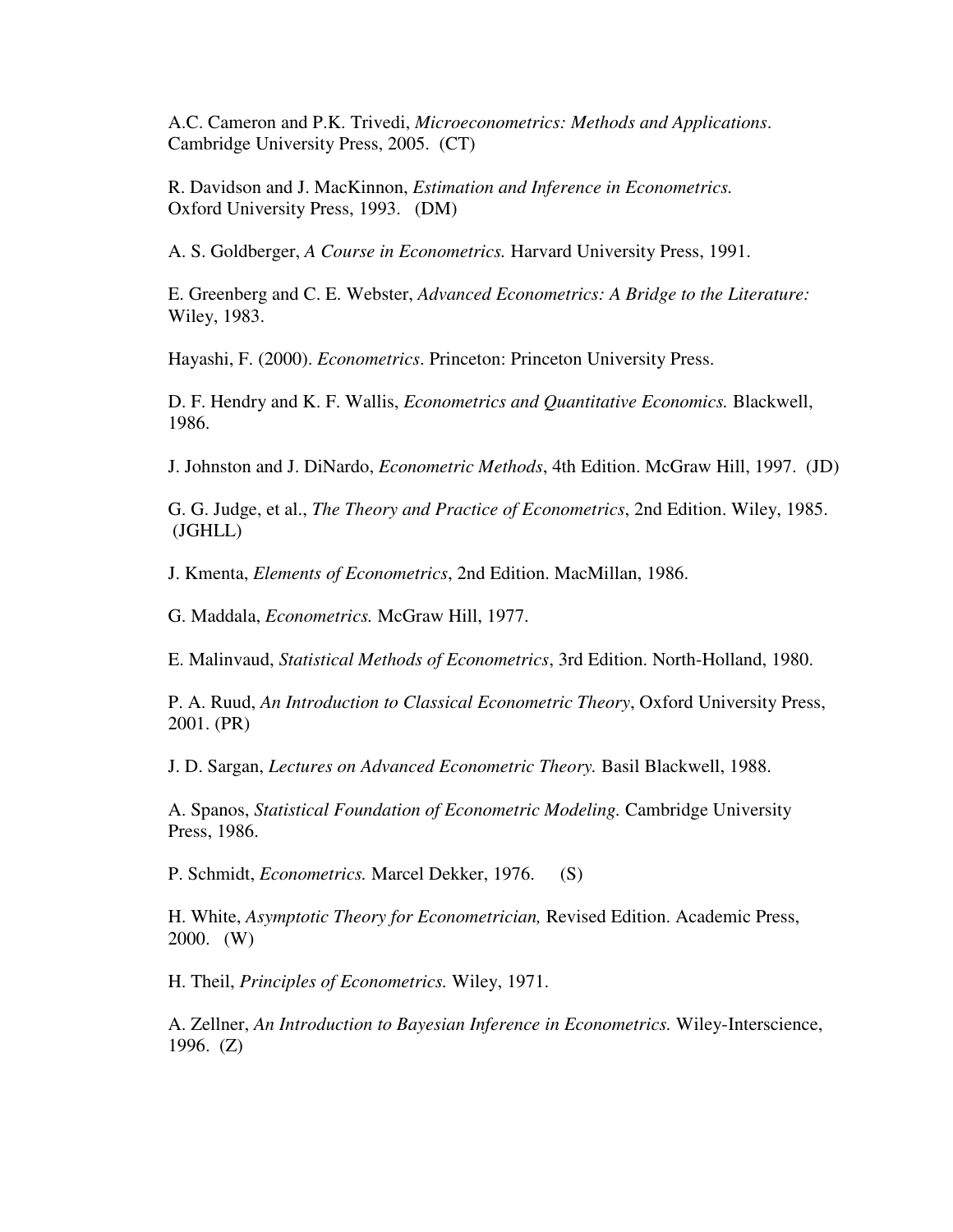A.C. Cameron and P.K. Trivedi, *Microeconometrics: Methods and Applications*. Cambridge University Press, 2005. (CT)

R. Davidson and J. MacKinnon, *Estimation and Inference in Econometrics.* Oxford University Press, 1993. (DM)

A. S. Goldberger, *A Course in Econometrics.* Harvard University Press, 1991.

E. Greenberg and C. E. Webster, *Advanced Econometrics: A Bridge to the Literature:* Wiley, 1983.

Hayashi, F. (2000). *Econometrics*. Princeton: Princeton University Press.

D. F. Hendry and K. F. Wallis, *Econometrics and Quantitative Economics.* Blackwell, 1986.

J. Johnston and J. DiNardo, *Econometric Methods*, 4th Edition. McGraw Hill, 1997. (JD)

G. G. Judge, et al., *The Theory and Practice of Econometrics*, 2nd Edition. Wiley, 1985. (JGHLL)

J. Kmenta, *Elements of Econometrics*, 2nd Edition. MacMillan, 1986.

G. Maddala, *Econometrics.* McGraw Hill, 1977.

E. Malinvaud, *Statistical Methods of Econometrics*, 3rd Edition. North-Holland, 1980.

P. A. Ruud, *An Introduction to Classical Econometric Theory*, Oxford University Press, 2001. (PR)

J. D. Sargan, *Lectures on Advanced Econometric Theory.* Basil Blackwell, 1988.

A. Spanos, *Statistical Foundation of Econometric Modeling.* Cambridge University Press, 1986.

P. Schmidt, *Econometrics.* Marcel Dekker, 1976. (S)

H. White, *Asymptotic Theory for Econometrician,* Revised Edition. Academic Press, 2000. (W)

H. Theil, *Principles of Econometrics.* Wiley, 1971.

A. Zellner, *An Introduction to Bayesian Inference in Econometrics.* Wiley-Interscience, 1996. (Z)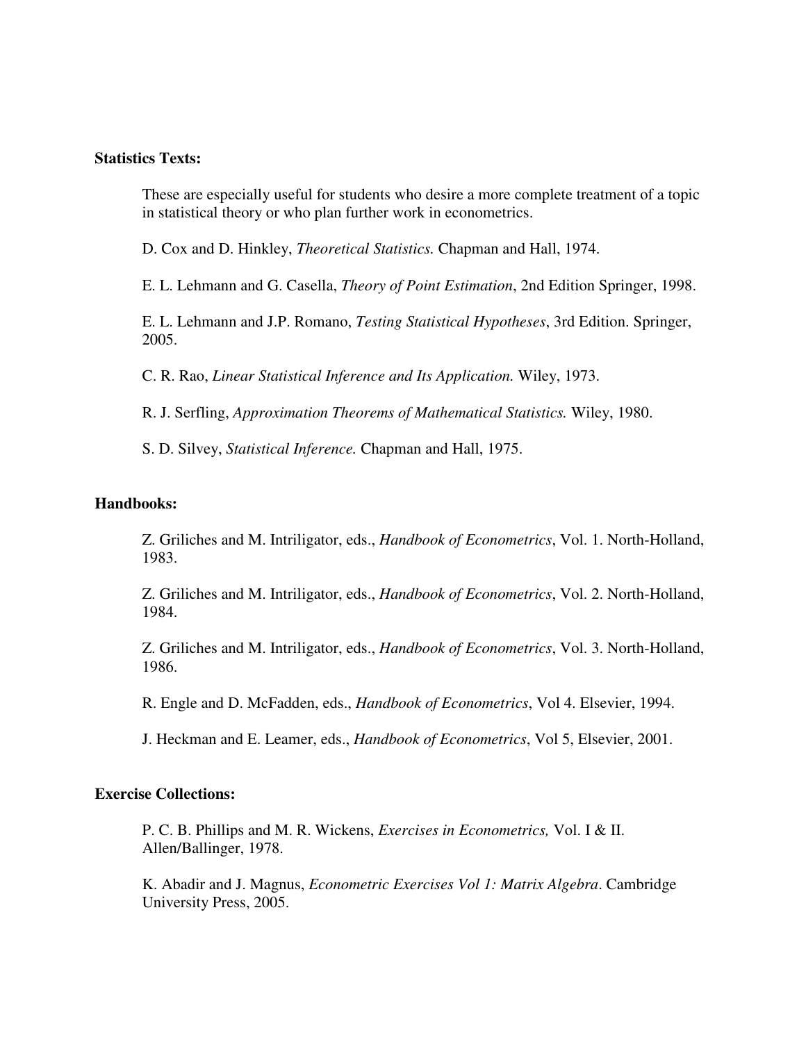**Statistics Texts:**

These are especially useful for students who desire a more complete treatment of a topic in statistical theory or who plan further work in econometrics.

D. Cox and D. Hinkley, *Theoretical Statistics.* Chapman and Hall, 1974.

E. L. Lehmann and G. Casella, *Theory of Point Estimation*, 2nd Edition Springer, 1998.

E. L. Lehmann and J.P. Romano, *Testing Statistical Hypotheses*, 3rd Edition. Springer, 2005.

C. R. Rao, *Linear Statistical Inference and Its Application.* Wiley, 1973.

R. J. Serfling, *Approximation Theorems of Mathematical Statistics.* Wiley, 1980.

S. D. Silvey, *Statistical Inference.* Chapman and Hall, 1975.

**Handbooks:**

Z. Griliches and M. Intriligator, eds., *Handbook of Econometrics*, Vol. 1. North-Holland, 1983.

Z. Griliches and M. Intriligator, eds., *Handbook of Econometrics*, Vol. 2. North-Holland, 1984.

Z. Griliches and M. Intriligator, eds., *Handbook of Econometrics*, Vol. 3. North-Holland, 1986.

R. Engle and D. McFadden, eds., *Handbook of Econometrics*, Vol 4. Elsevier, 1994.

J. Heckman and E. Leamer, eds., *Handbook of Econometrics*, Vol 5, Elsevier, 2001.

**Exercise Collections:**

P. C. B. Phillips and M. R. Wickens, *Exercises in Econometrics,* Vol. I & II. Allen/Ballinger, 1978.

K. Abadir and J. Magnus, *Econometric Exercises Vol 1: Matrix Algebra*. Cambridge University Press, 2005.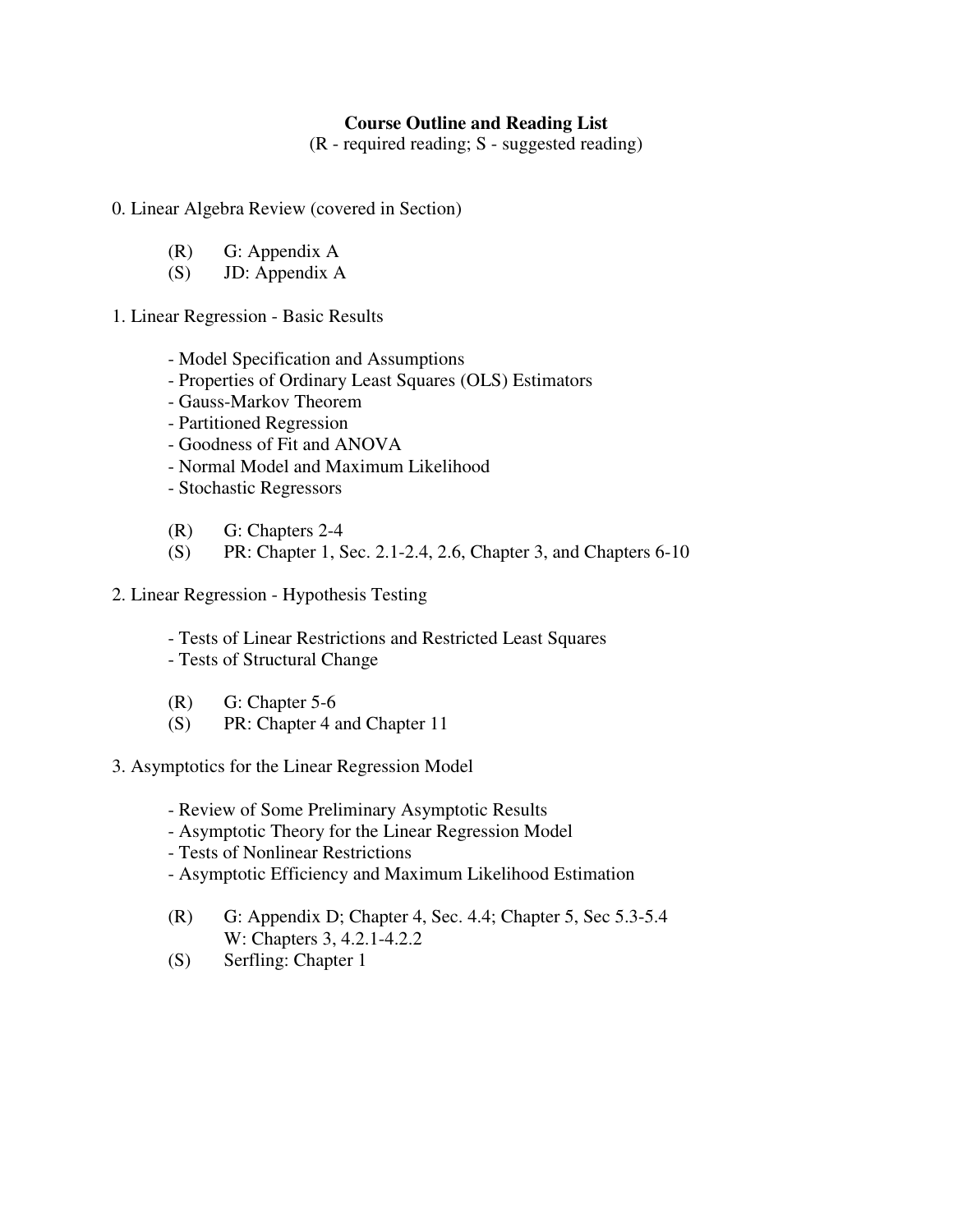# Course Outline and Reading List

(R - required reading; S - suggested reading)

0. Linear Algebra Review (covered in Section)

    (R) G: Appendix A
    (S) JD: Appendix A

1. Linear Regression - Basic Results

    - Model Specification and Assumptions
    - Properties of Ordinary Least Squares (OLS) Estimators
    - Gauss-Markov Theorem
    - Partitioned Regression
    - Goodness of Fit and ANOVA
    - Normal Model and Maximum Likelihood
    - Stochastic Regressors

    (R) G: Chapters 2-4
    (S) PR: Chapter 1, Sec. 2.1-2.4, 2.6, Chapter 3, and Chapters 6-10

2. Linear Regression - Hypothesis Testing

    - Tests of Linear Restrictions and Restricted Least Squares
    - Tests of Structural Change

    (R) G: Chapter 5-6
    (S) PR: Chapter 4 and Chapter 11

3. Asymptotics for the Linear Regression Model

    - Review of Some Preliminary Asymptotic Results
    - Asymptotic Theory for the Linear Regression Model
    - Tests of Nonlinear Restrictions
    - Asymptotic Efficiency and Maximum Likelihood Estimation

    (R) G: Appendix D; Chapter 4, Sec. 4.4; Chapter 5, Sec 5.3-5.4
    W: Chapters 3, 4.2.1-4.2.2
    (S) Serfling: Chapter 1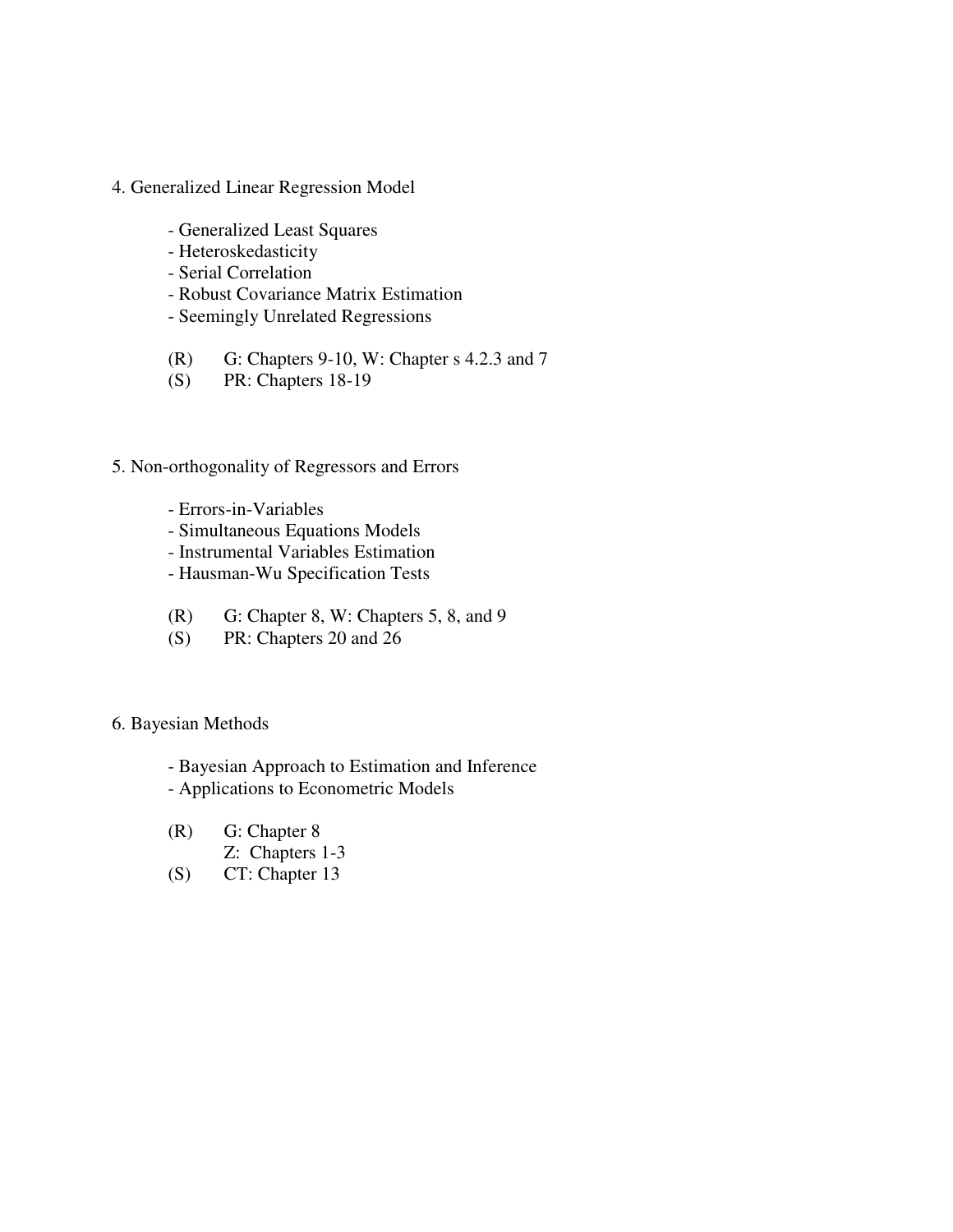4. Generalized Linear Regression Model

- Generalized Least Squares
- Heteroskedasticity
- Serial Correlation
- Robust Covariance Matrix Estimation
- Seemingly Unrelated Regressions

(R) G: Chapters 9-10, W: Chapter s 4.2.3 and 7
(S) PR: Chapters 18-19

5. Non-orthogonality of Regressors and Errors

- Errors-in-Variables
- Simultaneous Equations Models
- Instrumental Variables Estimation
- Hausman-Wu Specification Tests

(R) G: Chapter 8, W: Chapters 5, 8, and 9
(S) PR: Chapters 20 and 26

6. Bayesian Methods

- Bayesian Approach to Estimation and Inference
- Applications to Econometric Models

(R) G: Chapter 8
Z: Chapters 1-3
(S) CT: Chapter 13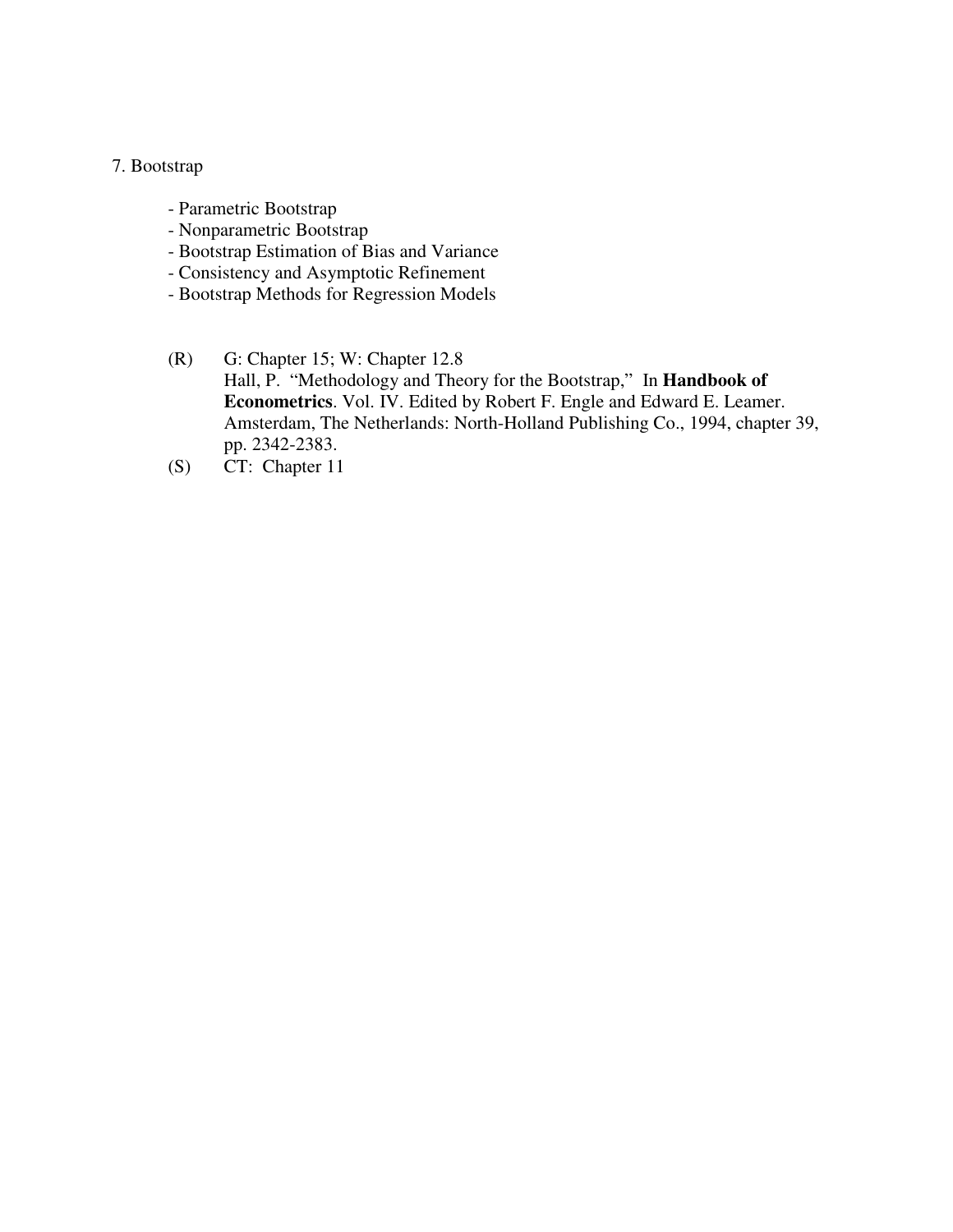7. Bootstrap

- Parametric Bootstrap
- Nonparametric Bootstrap
- Bootstrap Estimation of Bias and Variance
- Consistency and Asymptotic Refinement
- Bootstrap Methods for Regression Models

(R) G: Chapter 15; W: Chapter 12.8
Hall, P. "Methodology and Theory for the Bootstrap," In **Handbook of Econometrics**. Vol. IV. Edited by Robert F. Engle and Edward E. Leamer. Amsterdam, The Netherlands: North-Holland Publishing Co., 1994, chapter 39, pp. 2342-2383.

(S) CT: Chapter 11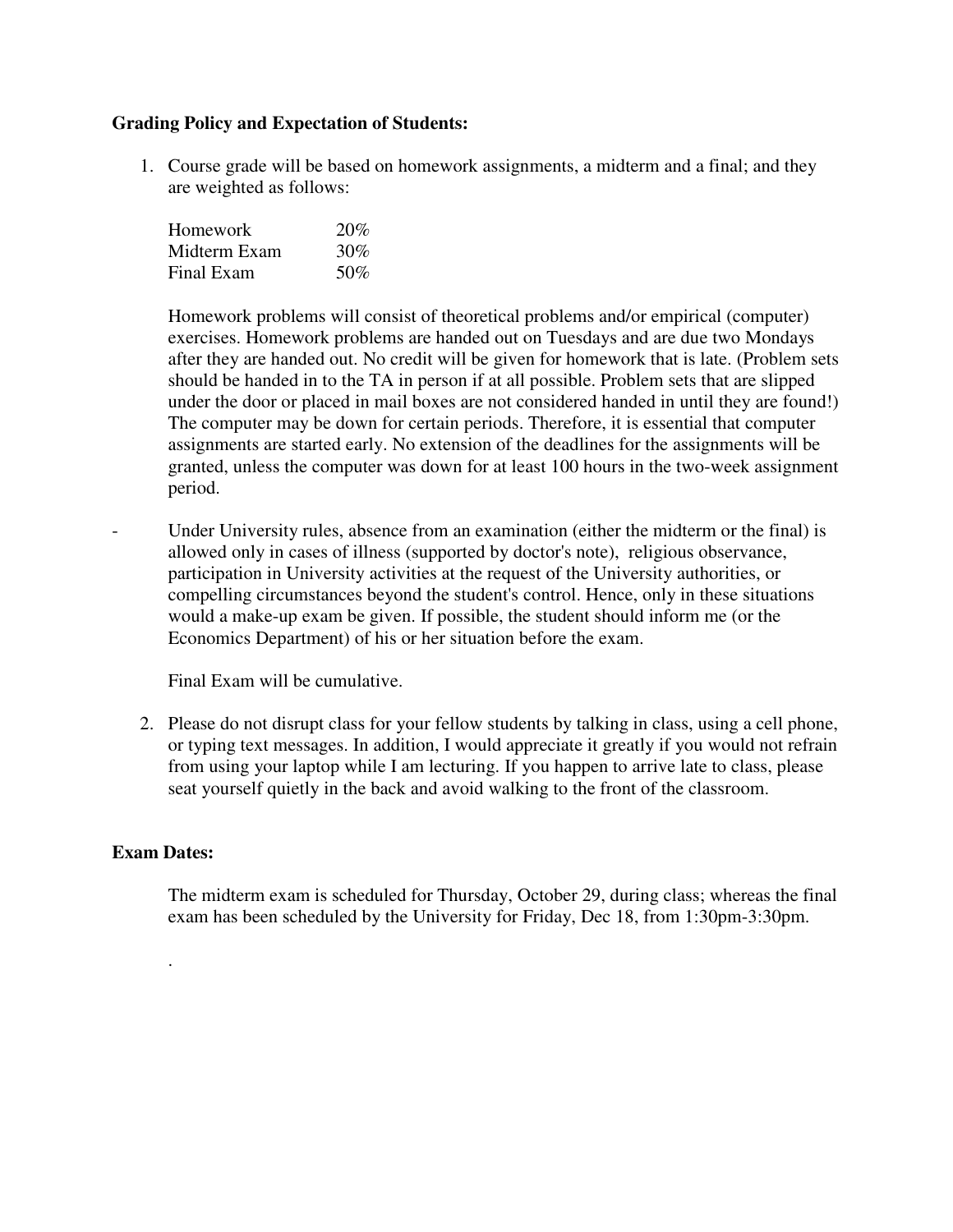**Grading Policy and Expectation of Students:**

1. Course grade will be based on homework assignments, a midterm and a final; and they are weighted as follows:

| | |
|---|---|
| Homework | 20% |
| Midterm Exam | 30% |
| Final Exam | 50% |

Homework problems will consist of theoretical problems and/or empirical (computer) exercises. Homework problems are handed out on Tuesdays and are due two Mondays after they are handed out. No credit will be given for homework that is late. (Problem sets should be handed in to the TA in person if at all possible. Problem sets that are slipped under the door or placed in mail boxes are not considered handed in until they are found!) The computer may be down for certain periods. Therefore, it is essential that computer assignments are started early. No extension of the deadlines for the assignments will be granted, unless the computer was down for at least 100 hours in the two-week assignment period.

- Under University rules, absence from an examination (either the midterm or the final) is allowed only in cases of illness (supported by doctor's note), religious observance, participation in University activities at the request of the University authorities, or compelling circumstances beyond the student's control. Hence, only in these situations would a make-up exam be given. If possible, the student should inform me (or the Economics Department) of his or her situation before the exam.

Final Exam will be cumulative.

2. Please do not disrupt class for your fellow students by talking in class, using a cell phone, or typing text messages. In addition, I would appreciate it greatly if you would not refrain from using your laptop while I am lecturing. If you happen to arrive late to class, please seat yourself quietly in the back and avoid walking to the front of the classroom.

**Exam Dates:**

The midterm exam is scheduled for Thursday, October 29, during class; whereas the final exam has been scheduled by the University for Friday, Dec 18, from 1:30pm-3:30pm.

.